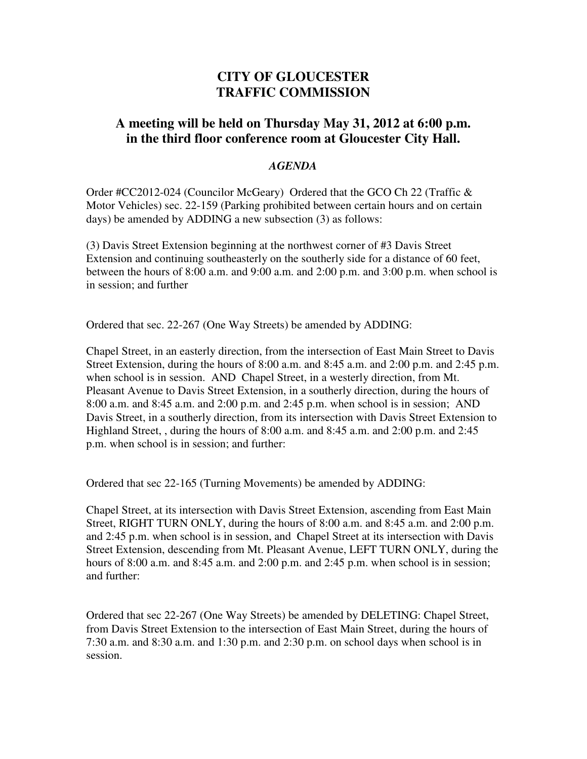# CITY OF GLOUCESTER
# TRAFFIC COMMISSION

## A meeting will be held on Thursday May 31, 2012 at 6:00 p.m. in the third floor conference room at Gloucester City Hall.

### *AGENDA*

Order #CC2012-024 (Councilor McGeary) Ordered that the GCO Ch 22 (Traffic & Motor Vehicles) sec. 22-159 (Parking prohibited between certain hours and on certain days) be amended by ADDING a new subsection (3) as follows:

(3) Davis Street Extension beginning at the northwest corner of #3 Davis Street Extension and continuing southeasterly on the southerly side for a distance of 60 feet, between the hours of 8:00 a.m. and 9:00 a.m. and 2:00 p.m. and 3:00 p.m. when school is in session; and further

Ordered that sec. 22-267 (One Way Streets) be amended by ADDING:

Chapel Street, in an easterly direction, from the intersection of East Main Street to Davis Street Extension, during the hours of 8:00 a.m. and 8:45 a.m. and 2:00 p.m. and 2:45 p.m. when school is in session. AND Chapel Street, in a westerly direction, from Mt. Pleasant Avenue to Davis Street Extension, in a southerly direction, during the hours of 8:00 a.m. and 8:45 a.m. and 2:00 p.m. and 2:45 p.m. when school is in session; AND Davis Street, in a southerly direction, from its intersection with Davis Street Extension to Highland Street, , during the hours of 8:00 a.m. and 8:45 a.m. and 2:00 p.m. and 2:45 p.m. when school is in session; and further:

Ordered that sec 22-165 (Turning Movements) be amended by ADDING:

Chapel Street, at its intersection with Davis Street Extension, ascending from East Main Street, RIGHT TURN ONLY, during the hours of 8:00 a.m. and 8:45 a.m. and 2:00 p.m. and 2:45 p.m. when school is in session, and Chapel Street at its intersection with Davis Street Extension, descending from Mt. Pleasant Avenue, LEFT TURN ONLY, during the hours of 8:00 a.m. and 8:45 a.m. and 2:00 p.m. and 2:45 p.m. when school is in session; and further:

Ordered that sec 22-267 (One Way Streets) be amended by DELETING: Chapel Street, from Davis Street Extension to the intersection of East Main Street, during the hours of 7:30 a.m. and 8:30 a.m. and 1:30 p.m. and 2:30 p.m. on school days when school is in session.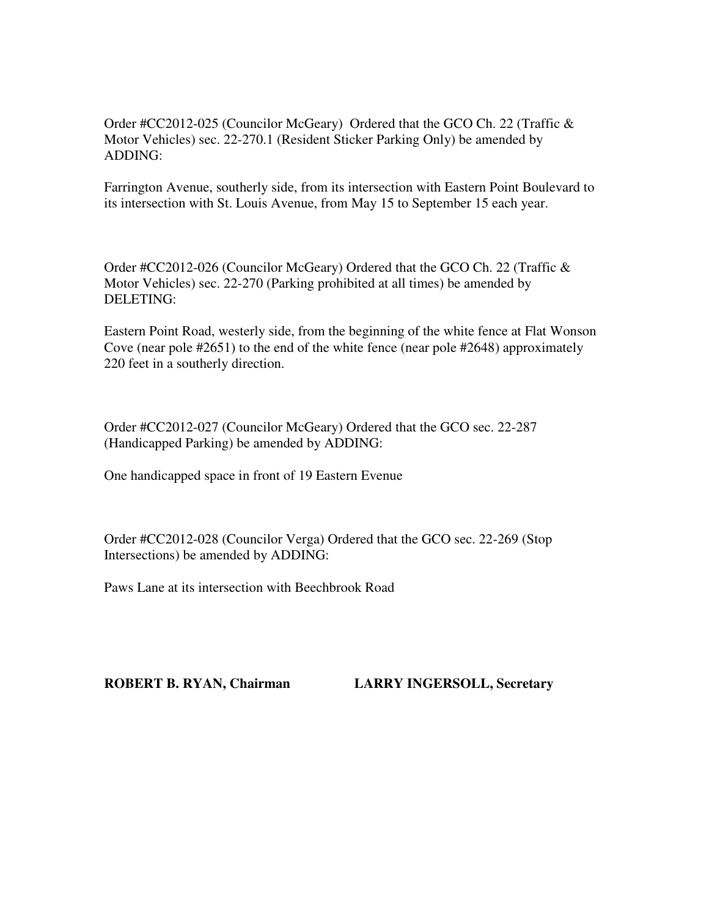Order #CC2012-025 (Councilor McGeary) Ordered that the GCO Ch. 22 (Traffic & Motor Vehicles) sec. 22-270.1 (Resident Sticker Parking Only) be amended by ADDING:

Farrington Avenue, southerly side, from its intersection with Eastern Point Boulevard to its intersection with St. Louis Avenue, from May 15 to September 15 each year.

Order #CC2012-026 (Councilor McGeary) Ordered that the GCO Ch. 22 (Traffic & Motor Vehicles) sec. 22-270 (Parking prohibited at all times) be amended by DELETING:

Eastern Point Road, westerly side, from the beginning of the white fence at Flat Wonson Cove (near pole #2651) to the end of the white fence (near pole #2648) approximately 220 feet in a southerly direction.

Order #CC2012-027 (Councilor McGeary) Ordered that the GCO sec. 22-287 (Handicapped Parking) be amended by ADDING:

One handicapped space in front of 19 Eastern Evenue

Order #CC2012-028 (Councilor Verga) Ordered that the GCO sec. 22-269 (Stop Intersections) be amended by ADDING:

Paws Lane at its intersection with Beechbrook Road

**ROBERT B. RYAN, Chairman** **LARRY INGERSOLL, Secretary**